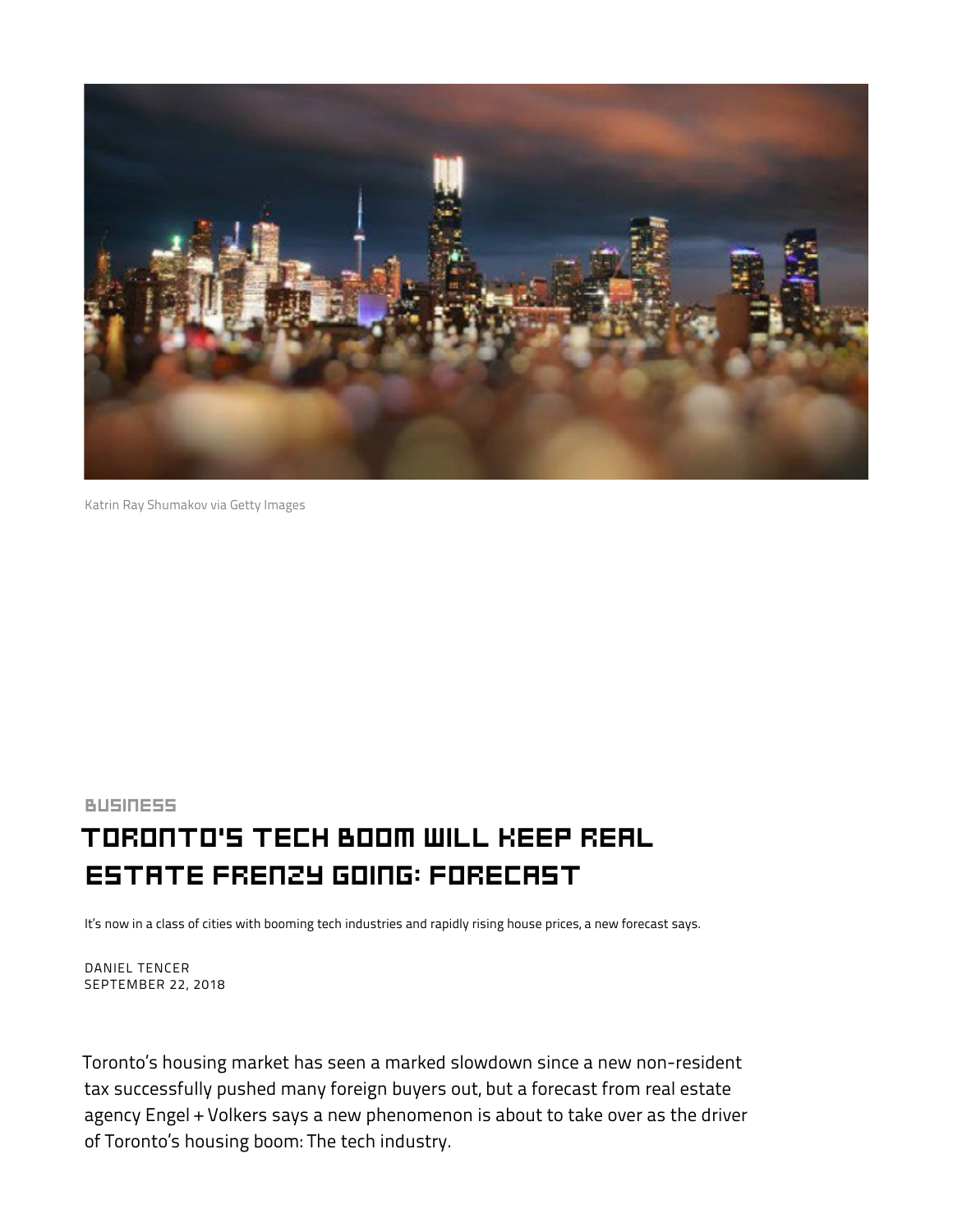Katrin Ray Shumakov via Getty Images

BUSINESS

# Toronto's Tech Boom Will Keep Real Estate Frenzy Going: Forecast

It's now in a class of cities with booming tech industries and rapidly rising house prices, a new forecast says.

DANIEL TENCER
SEPTEMBER 22, 2018

Toronto's housing market has seen a marked slowdown since a new non-resident tax successfully pushed many foreign buyers out, but a forecast from real estate agency Engel + Volkers says a new phenomenon is about to take over as the driver of Toronto's housing boom: The tech industry.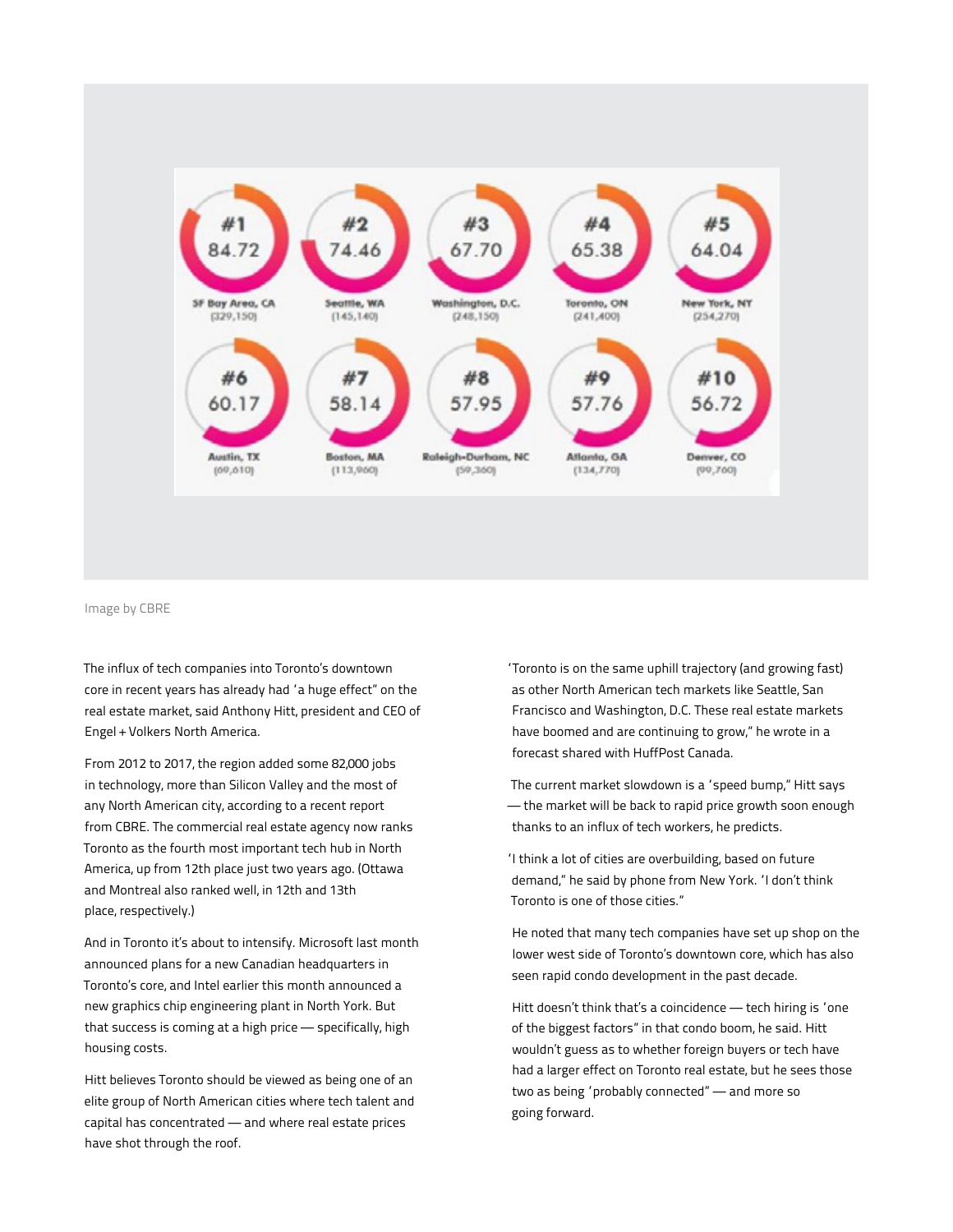#1
84.72
SF Bay Area, CA
(329,150)

#2
74.46
Seattle, WA
(145,140)

#3
67.70
Washington, D.C.
(248,150)

#4
65.38
Toronto, ON
(241,400)

#5
64.04
New York, NY
(254,270)

#6
60.17
Austin, TX
(69,610)

#7
58.14
Boston, MA
(113,960)

#8
57.95
Raleigh-Durham, NC
(59,360)

#9
57.76
Atlanta, GA
(134,770)

#10
56.72
Denver, CO
(99,760)

Image by CBRE

The influx of tech companies into Toronto's downtown core in recent years has already had 'a huge effect" on the real estate market, said Anthony Hitt, president and CEO of Engel + Volkers North America.

From 2012 to 2017, the region added some 82,000 jobs in technology, more than Silicon Valley and the most of any North American city, according to a recent report from CBRE. The commercial real estate agency now ranks Toronto as the fourth most important tech hub in North America, up from 12th place just two years ago. (Ottawa and Montreal also ranked well, in 12th and 13th place, respectively.)

And in Toronto it's about to intensify. Microsoft last month announced plans for a new Canadian headquarters in Toronto's core, and Intel earlier this month announced a new graphics chip engineering plant in North York. But that success is coming at a high price — specifically, high housing costs.

Hitt believes Toronto should be viewed as being one of an elite group of North American cities where tech talent and capital has concentrated — and where real estate prices have shot through the roof.

'Toronto is on the same uphill trajectory (and growing fast) as other North American tech markets like Seattle, San Francisco and Washington, D.C. These real estate markets have boomed and are continuing to grow," he wrote in a forecast shared with HuffPost Canada.

The current market slowdown is a 'speed bump," Hitt says — the market will be back to rapid price growth soon enough thanks to an influx of tech workers, he predicts.

'I think a lot of cities are overbuilding, based on future demand," he said by phone from New York. 'I don't think Toronto is one of those cities."

He noted that many tech companies have set up shop on the lower west side of Toronto's downtown core, which has also seen rapid condo development in the past decade.

Hitt doesn't think that's a coincidence — tech hiring is 'one of the biggest factors" in that condo boom, he said. Hitt wouldn't guess as to whether foreign buyers or tech have had a larger effect on Toronto real estate, but he sees those two as being 'probably connected" — and more so going forward.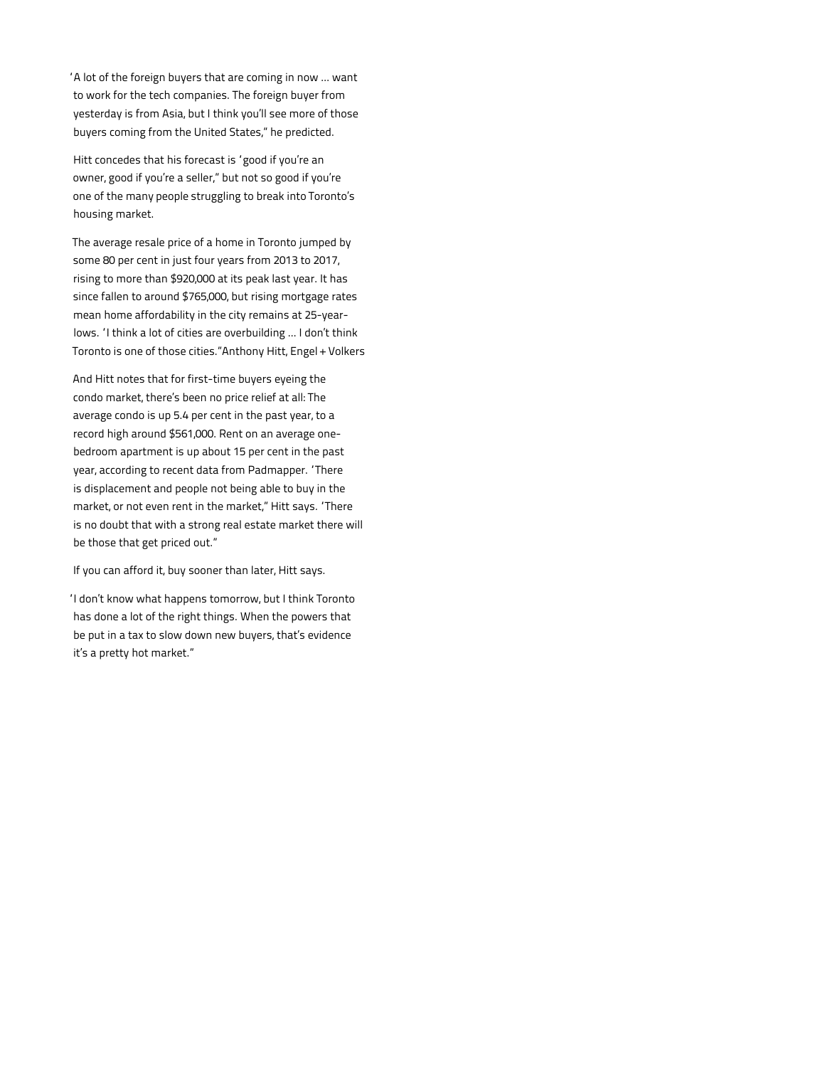'A lot of the foreign buyers that are coming in now … want to work for the tech companies. The foreign buyer from yesterday is from Asia, but I think you'll see more of those buyers coming from the United States," he predicted.

Hitt concedes that his forecast is 'good if you're an owner, good if you're a seller," but not so good if you're one of the many people struggling to break into Toronto's housing market.

The average resale price of a home in Toronto jumped by some 80 per cent in just four years from 2013 to 2017, rising to more than $920,000 at its peak last year. It has since fallen to around $765,000, but rising mortgage rates mean home affordability in the city remains at 25-year-lows. 'I think a lot of cities are overbuilding … I don't think Toronto is one of those cities."Anthony Hitt, Engel + Volkers

And Hitt notes that for first-time buyers eyeing the condo market, there's been no price relief at all: The average condo is up 5.4 per cent in the past year, to a record high around $561,000. Rent on an average one-bedroom apartment is up about 15 per cent in the past year, according to recent data from Padmapper. 'There is displacement and people not being able to buy in the market, or not even rent in the market," Hitt says. 'There is no doubt that with a strong real estate market there will be those that get priced out."

If you can afford it, buy sooner than later, Hitt says.

'I don't know what happens tomorrow, but I think Toronto has done a lot of the right things. When the powers that be put in a tax to slow down new buyers, that's evidence it's a pretty hot market."